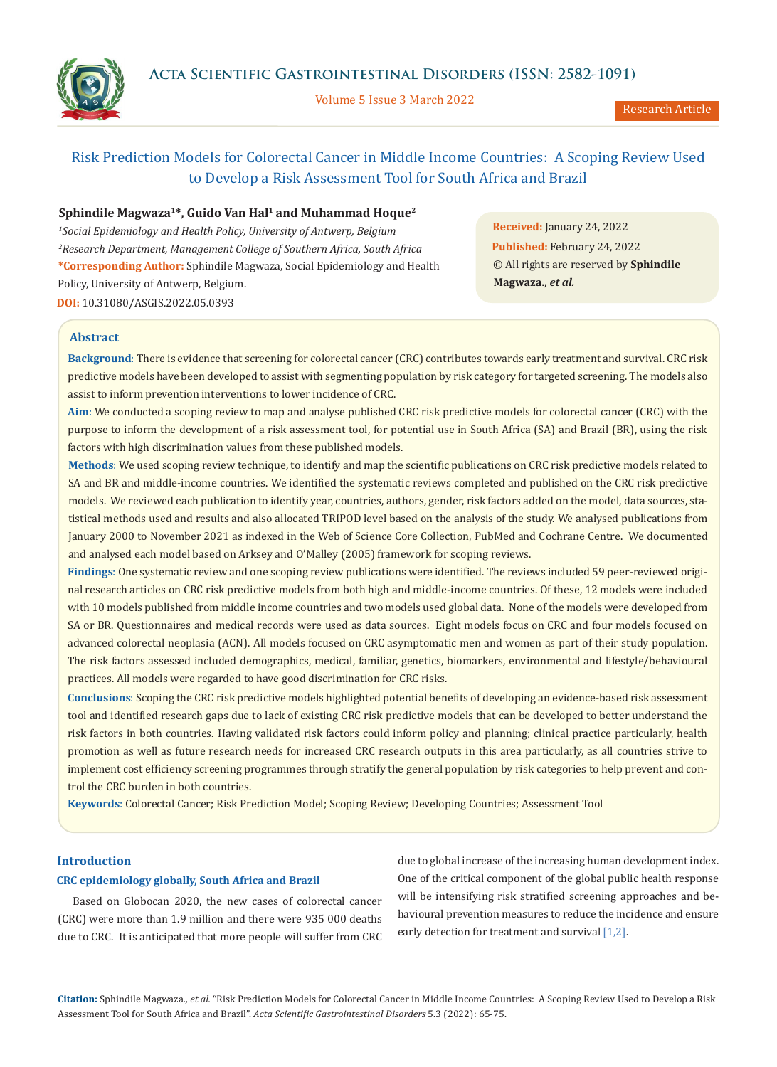# Risk Prediction Models for Colorectal Cancer in Middle Income Countries: A Scoping Review Used to Develop a Risk Assessment Tool for South Africa and Brazil

**Sphindile Magwaza[1]*, Guido Van Hal[1] and Muhammad Hoque[2]**

[1]*Social Epidemiology and Health Policy, University of Antwerp, Belgium*

[2]*Research Department, Management College of Southern Africa, South Africa*

***Corresponding Author:** Sphindile Magwaza, Social Epidemiology and Health Policy, University of Antwerp, Belgium.

**DOI:** 10.31080/ASGIS.2022.05.0393

**Received:** January 24, 2022

**Published:** February 24, 2022

© All rights are reserved by **Sphindile Magwaza., *et al.***

## Abstract

**Background**: There is evidence that screening for colorectal cancer (CRC) contributes towards early treatment and survival. CRC risk predictive models have been developed to assist with segmenting population by risk category for targeted screening. The models also assist to inform prevention interventions to lower incidence of CRC.

**Aim**: We conducted a scoping review to map and analyse published CRC risk predictive models for colorectal cancer (CRC) with the purpose to inform the development of a risk assessment tool, for potential use in South Africa (SA) and Brazil (BR), using the risk factors with high discrimination values from these published models.

**Methods**: We used scoping review technique, to identify and map the scientific publications on CRC risk predictive models related to SA and BR and middle-income countries. We identified the systematic reviews completed and published on the CRC risk predictive models. We reviewed each publication to identify year, countries, authors, gender, risk factors added on the model, data sources, statistical methods used and results and also allocated TRIPOD level based on the analysis of the study. We analysed publications from January 2000 to November 2021 as indexed in the Web of Science Core Collection, PubMed and Cochrane Centre. We documented and analysed each model based on Arksey and O'Malley (2005) framework for scoping reviews.

**Findings**: One systematic review and one scoping review publications were identified. The reviews included 59 peer-reviewed original research articles on CRC risk predictive models from both high and middle-income countries. Of these, 12 models were included with 10 models published from middle income countries and two models used global data. None of the models were developed from SA or BR. Questionnaires and medical records were used as data sources. Eight models focus on CRC and four models focused on advanced colorectal neoplasia (ACN). All models focused on CRC asymptomatic men and women as part of their study population. The risk factors assessed included demographics, medical, familiar, genetics, biomarkers, environmental and lifestyle/behavioural practices. All models were regarded to have good discrimination for CRC risks.

**Conclusions**: Scoping the CRC risk predictive models highlighted potential benefits of developing an evidence-based risk assessment tool and identified research gaps due to lack of existing CRC risk predictive models that can be developed to better understand the risk factors in both countries. Having validated risk factors could inform policy and planning; clinical practice particularly, health promotion as well as future research needs for increased CRC research outputs in this area particularly, as all countries strive to implement cost efficiency screening programmes through stratify the general population by risk categories to help prevent and control the CRC burden in both countries.

**Keywords**: Colorectal Cancer; Risk Prediction Model; Scoping Review; Developing Countries; Assessment Tool

## Introduction

### CRC epidemiology globally, South Africa and Brazil

Based on Globocan 2020, the new cases of colorectal cancer (CRC) were more than 1.9 million and there were 935 000 deaths due to CRC. It is anticipated that more people will suffer from CRC due to global increase of the increasing human development index. One of the critical component of the global public health response will be intensifying risk stratified screening approaches and behavioural prevention measures to reduce the incidence and ensure early detection for treatment and survival [1,2].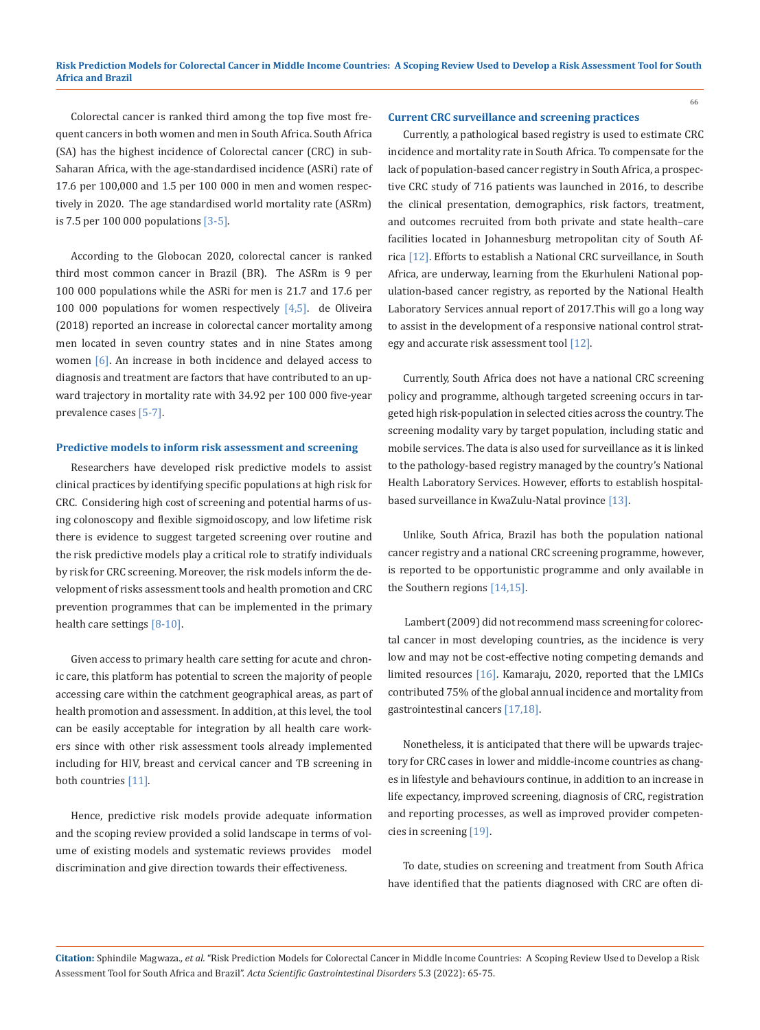Colorectal cancer is ranked third among the top five most frequent cancers in both women and men in South Africa. South Africa (SA) has the highest incidence of Colorectal cancer (CRC) in sub-Saharan Africa, with the age-standardised incidence (ASRi) rate of 17.6 per 100,000 and 1.5 per 100 000 in men and women respectively in 2020. The age standardised world mortality rate (ASRm) is 7.5 per 100 000 populations [3-5].

According to the Globocan 2020, colorectal cancer is ranked third most common cancer in Brazil (BR). The ASRm is 9 per 100 000 populations while the ASRi for men is 21.7 and 17.6 per 100 000 populations for women respectively [4,5]. de Oliveira (2018) reported an increase in colorectal cancer mortality among men located in seven country states and in nine States among women [6]. An increase in both incidence and delayed access to diagnosis and treatment are factors that have contributed to an upward trajectory in mortality rate with 34.92 per 100 000 five-year prevalence cases [5-7].

## Predictive models to inform risk assessment and screening

Researchers have developed risk predictive models to assist clinical practices by identifying specific populations at high risk for CRC. Considering high cost of screening and potential harms of using colonoscopy and flexible sigmoidoscopy, and low lifetime risk there is evidence to suggest targeted screening over routine and the risk predictive models play a critical role to stratify individuals by risk for CRC screening. Moreover, the risk models inform the development of risks assessment tools and health promotion and CRC prevention programmes that can be implemented in the primary health care settings [8-10].

Given access to primary health care setting for acute and chronic care, this platform has potential to screen the majority of people accessing care within the catchment geographical areas, as part of health promotion and assessment. In addition, at this level, the tool can be easily acceptable for integration by all health care workers since with other risk assessment tools already implemented including for HIV, breast and cervical cancer and TB screening in both countries [11].

Hence, predictive risk models provide adequate information and the scoping review provided a solid landscape in terms of volume of existing models and systematic reviews provides model discrimination and give direction towards their effectiveness.

## Current CRC surveillance and screening practices

Currently, a pathological based registry is used to estimate CRC incidence and mortality rate in South Africa. To compensate for the lack of population-based cancer registry in South Africa, a prospective CRC study of 716 patients was launched in 2016, to describe the clinical presentation, demographics, risk factors, treatment, and outcomes recruited from both private and state health–care facilities located in Johannesburg metropolitan city of South Africa [12]. Efforts to establish a National CRC surveillance, in South Africa, are underway, learning from the Ekurhuleni National population-based cancer registry, as reported by the National Health Laboratory Services annual report of 2017.This will go a long way to assist in the development of a responsive national control strategy and accurate risk assessment tool [12].

Currently, South Africa does not have a national CRC screening policy and programme, although targeted screening occurs in targeted high risk-population in selected cities across the country. The screening modality vary by target population, including static and mobile services. The data is also used for surveillance as it is linked to the pathology-based registry managed by the country's National Health Laboratory Services. However, efforts to establish hospital-based surveillance in KwaZulu-Natal province [13].

Unlike, South Africa, Brazil has both the population national cancer registry and a national CRC screening programme, however, is reported to be opportunistic programme and only available in the Southern regions [14,15].

Lambert (2009) did not recommend mass screening for colorectal cancer in most developing countries, as the incidence is very low and may not be cost-effective noting competing demands and limited resources [16]. Kamaraju, 2020, reported that the LMICs contributed 75% of the global annual incidence and mortality from gastrointestinal cancers [17,18].

Nonetheless, it is anticipated that there will be upwards trajectory for CRC cases in lower and middle-income countries as changes in lifestyle and behaviours continue, in addition to an increase in life expectancy, improved screening, diagnosis of CRC, registration and reporting processes, as well as improved provider competencies in screening [19].

To date, studies on screening and treatment from South Africa have identified that the patients diagnosed with CRC are often di-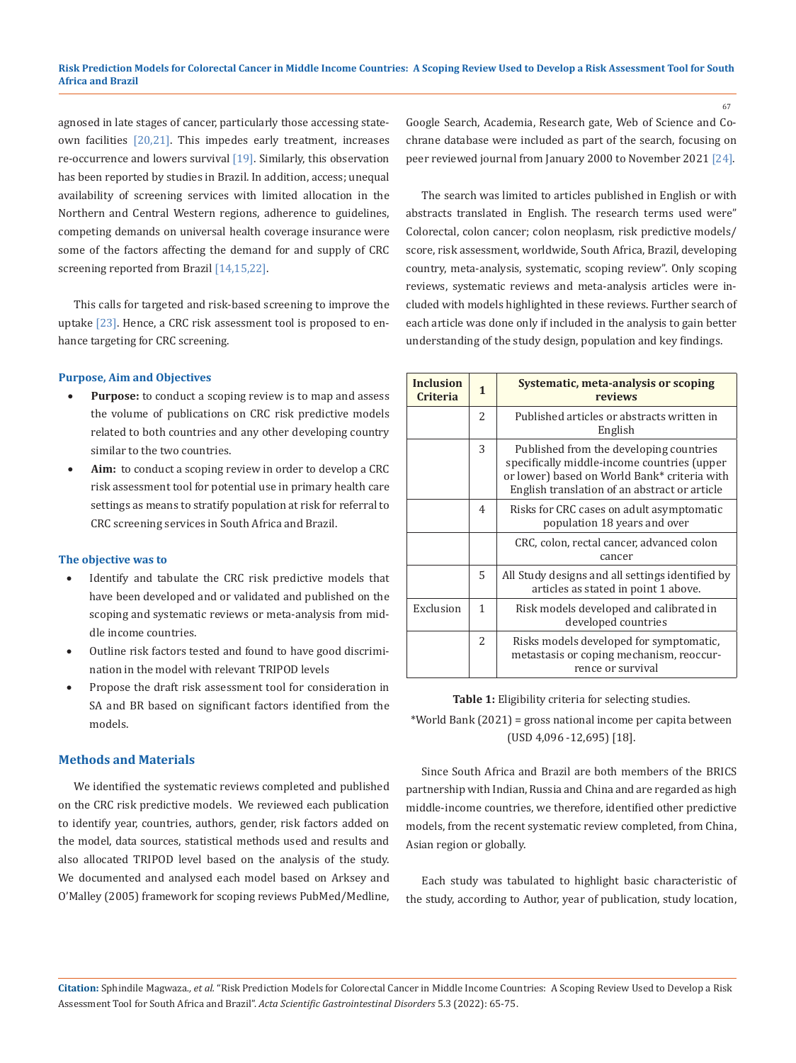agnosed in late stages of cancer, particularly those accessing state-own facilities [20,21]. This impedes early treatment, increases re-occurrence and lowers survival [19]. Similarly, this observation has been reported by studies in Brazil. In addition, access; unequal availability of screening services with limited allocation in the Northern and Central Western regions, adherence to guidelines, competing demands on universal health coverage insurance were some of the factors affecting the demand for and supply of CRC screening reported from Brazil [14,15,22].

This calls for targeted and risk-based screening to improve the uptake [23]. Hence, a CRC risk assessment tool is proposed to enhance targeting for CRC screening.

### Purpose, Aim and Objectives

- **Purpose:** to conduct a scoping review is to map and assess the volume of publications on CRC risk predictive models related to both countries and any other developing country similar to the two countries.
- **Aim:** to conduct a scoping review in order to develop a CRC risk assessment tool for potential use in primary health care settings as means to stratify population at risk for referral to CRC screening services in South Africa and Brazil.

### The objective was to

- Identify and tabulate the CRC risk predictive models that have been developed and or validated and published on the scoping and systematic reviews or meta-analysis from middle income countries.
- Outline risk factors tested and found to have good discrimination in the model with relevant TRIPOD levels
- Propose the draft risk assessment tool for consideration in SA and BR based on significant factors identified from the models.

## Methods and Materials

We identified the systematic reviews completed and published on the CRC risk predictive models. We reviewed each publication to identify year, countries, authors, gender, risk factors added on the model, data sources, statistical methods used and results and also allocated TRIPOD level based on the analysis of the study. We documented and analysed each model based on Arksey and O'Malley (2005) framework for scoping reviews PubMed/Medline, Google Search, Academia, Research gate, Web of Science and Cochrane database were included as part of the search, focusing on peer reviewed journal from January 2000 to November 2021 [24].

The search was limited to articles published in English or with abstracts translated in English. The research terms used were" Colorectal, colon cancer; colon neoplasm, risk predictive models/score, risk assessment, worldwide, South Africa, Brazil, developing country, meta-analysis, systematic, scoping review". Only scoping reviews, systematic reviews and meta-analysis articles were included with models highlighted in these reviews. Further search of each article was done only if included in the analysis to gain better understanding of the study design, population and key findings.

| Inclusion Criteria | 1 | Systematic, meta-analysis or scoping reviews |
|---|---|---|
| | 2 | Published articles or abstracts written in English |
| | 3 | Published from the developing countries specifically middle-income countries (upper or lower) based on World Bank* criteria with English translation of an abstract or article |
| | 4 | Risks for CRC cases on adult asymptomatic population 18 years and over |
| | | CRC, colon, rectal cancer, advanced colon cancer |
| | 5 | All Study designs and all settings identified by articles as stated in point 1 above. |
| Exclusion | 1 | Risk models developed and calibrated in developed countries |
| | 2 | Risks models developed for symptomatic, metastasis or coping mechanism, reoccurrence or survival |

**Table 1:** Eligibility criteria for selecting studies.

*World Bank (2021) = gross national income per capita between (USD 4,096 -12,695) [18].

Since South Africa and Brazil are both members of the BRICS partnership with Indian, Russia and China and are regarded as high middle-income countries, we therefore, identified other predictive models, from the recent systematic review completed, from China, Asian region or globally.

Each study was tabulated to highlight basic characteristic of the study, according to Author, year of publication, study location,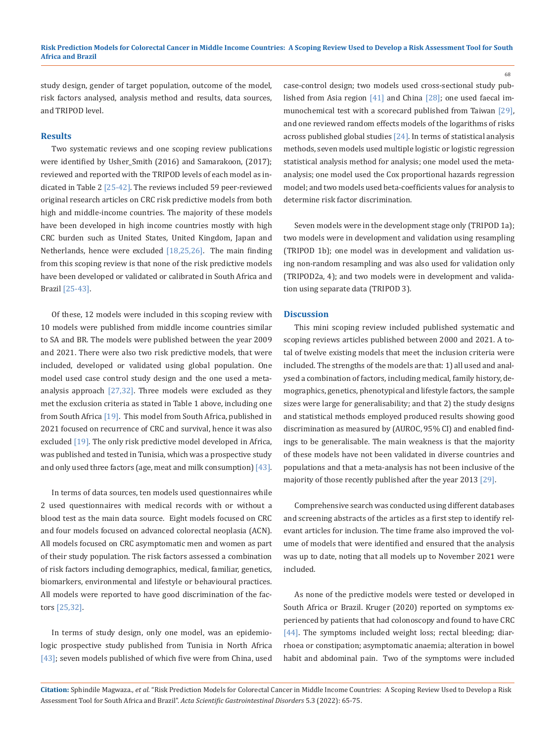study design, gender of target population, outcome of the model, risk factors analysed, analysis method and results, data sources, and TRIPOD level.

## Results

Two systematic reviews and one scoping review publications were identified by Usher_Smith (2016) and Samarakoon, (2017); reviewed and reported with the TRIPOD levels of each model as indicated in Table 2 [25-42]. The reviews included 59 peer-reviewed original research articles on CRC risk predictive models from both high and middle-income countries. The majority of these models have been developed in high income countries mostly with high CRC burden such as United States, United Kingdom, Japan and Netherlands, hence were excluded [18,25,26]. The main finding from this scoping review is that none of the risk predictive models have been developed or validated or calibrated in South Africa and Brazil [25-43].

Of these, 12 models were included in this scoping review with 10 models were published from middle income countries similar to SA and BR. The models were published between the year 2009 and 2021. There were also two risk predictive models, that were included, developed or validated using global population. One model used case control study design and the one used a meta-analysis approach [27,32]. Three models were excluded as they met the exclusion criteria as stated in Table 1 above, including one from South Africa [19]. This model from South Africa, published in 2021 focused on recurrence of CRC and survival, hence it was also excluded [19]. The only risk predictive model developed in Africa, was published and tested in Tunisia, which was a prospective study and only used three factors (age, meat and milk consumption) [43].

In terms of data sources, ten models used questionnaires while 2 used questionnaires with medical records with or without a blood test as the main data source. Eight models focused on CRC and four models focused on advanced colorectal neoplasia (ACN). All models focused on CRC asymptomatic men and women as part of their study population. The risk factors assessed a combination of risk factors including demographics, medical, familiar, genetics, biomarkers, environmental and lifestyle or behavioural practices. All models were reported to have good discrimination of the factors [25,32].

In terms of study design, only one model, was an epidemiologic prospective study published from Tunisia in North Africa [43]; seven models published of which five were from China, used case-control design; two models used cross-sectional study published from Asia region [41] and China [28]; one used faecal immunochemical test with a scorecard published from Taiwan [29], and one reviewed random effects models of the logarithms of risks across published global studies [24]. In terms of statistical analysis methods, seven models used multiple logistic or logistic regression statistical analysis method for analysis; one model used the meta-analysis; one model used the Cox proportional hazards regression model; and two models used beta-coefficients values for analysis to determine risk factor discrimination.

Seven models were in the development stage only (TRIPOD 1a); two models were in development and validation using resampling (TRIPOD 1b); one model was in development and validation using non-random resampling and was also used for validation only (TRIPOD2a, 4); and two models were in development and validation using separate data (TRIPOD 3).

## Discussion

This mini scoping review included published systematic and scoping reviews articles published between 2000 and 2021. A total of twelve existing models that meet the inclusion criteria were included. The strengths of the models are that: 1) all used and analysed a combination of factors, including medical, family history, demographics, genetics, phenotypical and lifestyle factors, the sample sizes were large for generalisability; and that 2) the study designs and statistical methods employed produced results showing good discrimination as measured by (AUROC, 95% CI) and enabled findings to be generalisable. The main weakness is that the majority of these models have not been validated in diverse countries and populations and that a meta-analysis has not been inclusive of the majority of those recently published after the year 2013 [29].

Comprehensive search was conducted using different databases and screening abstracts of the articles as a first step to identify relevant articles for inclusion. The time frame also improved the volume of models that were identified and ensured that the analysis was up to date, noting that all models up to November 2021 were included.

As none of the predictive models were tested or developed in South Africa or Brazil. Kruger (2020) reported on symptoms experienced by patients that had colonoscopy and found to have CRC [44]. The symptoms included weight loss; rectal bleeding; diarrhoea or constipation; asymptomatic anaemia; alteration in bowel habit and abdominal pain. Two of the symptoms were included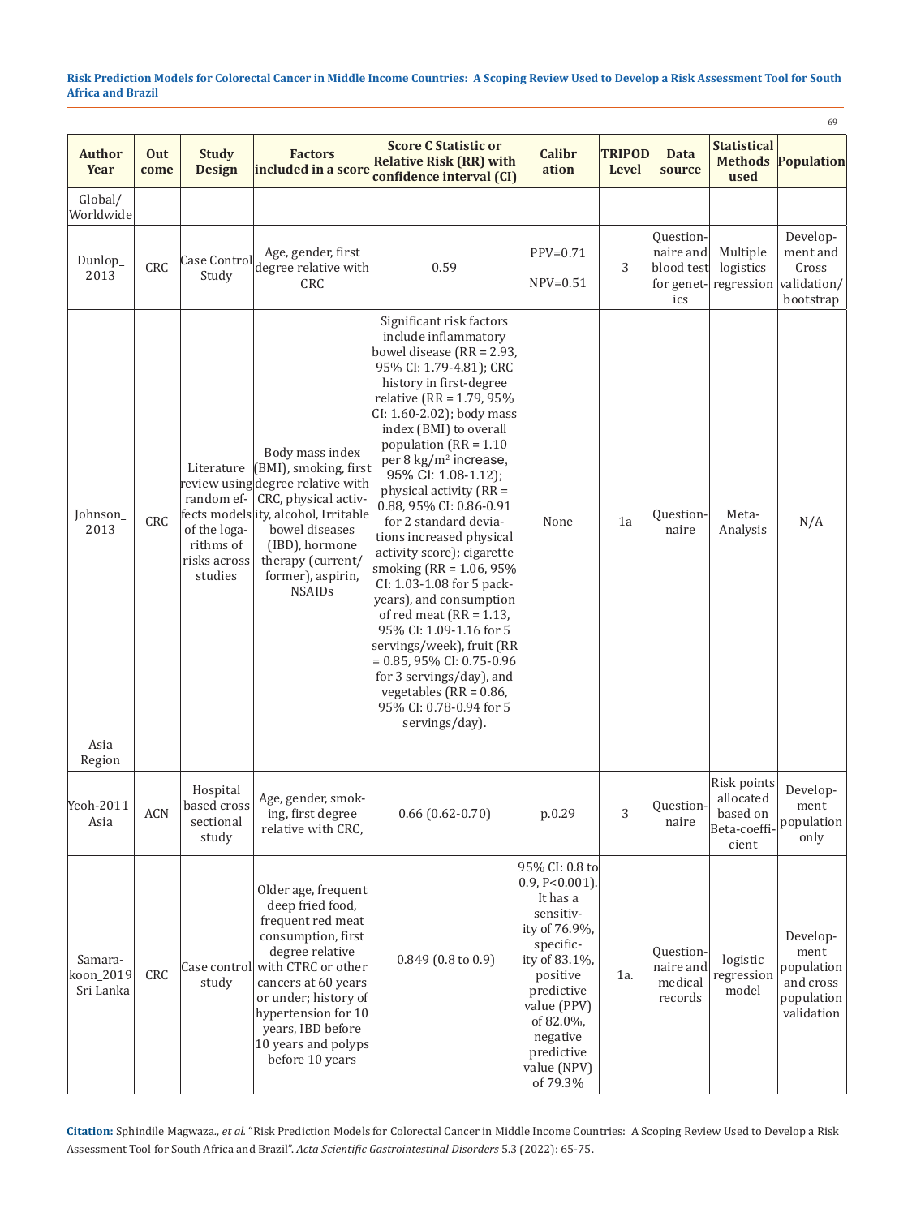| Author Year | Out come | Study Design | Factors included in a score | Score C Statistic or Relative Risk (RR) with confidence interval (CI) | Calibr ation | TRIPOD Level | Data source | Statistical Methods used | Population |
|---|---|---|---|---|---|---|---|---|---|
| Global/ Worldwide | | | | | | | | | |
| Dunlop_ 2013 | CRC | Case Control Study | Age, gender, first degree relative with CRC | 0.59 | PPV=0.71 NPV=0.51 | 3 | Question-naire and blood test for genet-ics | Multiple logistics regression | Develop-ment and Cross validation/ bootstrap |
| Johnson_ 2013 | CRC | Literature review using random ef-fects models of the loga-rithms of risks across studies | Body mass index (BMI), smoking, first degree relative with CRC, physical activ-ity, alcohol, Irritable bowel diseases (IBD), hormone therapy (current/ former), aspirin, NSAIDs | Significant risk factors include inflammatory bowel disease (RR = 2.93, 95% CI: 1.79-4.81); CRC history in first-degree relative (RR = 1.79, 95% CI: 1.60-2.02); body mass index (BMI) to overall population (RR = 1.10 per 8 kg/m$^2$ increase, 95% CI: 1.08-1.12); physical activity (RR = 0.88, 95% CI: 0.86-0.91 for 2 standard devia-tions increased physical activity score); cigarette smoking (RR = 1.06, 95% CI: 1.03-1.08 for 5 pack-years), and consumption of red meat (RR = 1.13, 95% CI: 1.09-1.16 for 5 servings/week), fruit (RR = 0.85, 95% CI: 0.75-0.96 for 3 servings/day), and vegetables (RR = 0.86, 95% CI: 0.78-0.94 for 5 servings/day). | None | 1a | Question-naire | Meta-Analysis | N/A |
| Asia Region | | | | | | | | | |
| Yeoh-2011_ Asia | ACN | Hospital based cross sectional study | Age, gender, smok-ing, first degree relative with CRC, | 0.66 (0.62-0.70) | p.0.29 | 3 | Question-naire | Risk points allocated based on Beta-coeffi-cient | Develop-ment population only |
| Samara-koon_2019 _Sri Lanka | CRC | Case control study | Older age, frequent deep fried food, frequent red meat consumption, first degree relative with CTRC or other cancers at 60 years or under; history of hypertension for 10 years, IBD before 10 years and polyps before 10 years | 0.849 (0.8 to 0.9) | 95% CI: 0.8 to 0.9, P<0.001). It has a sensitiv-ity of 76.9%, specific-ity of 83.1%, positive predictive value (PPV) of 82.0%, negative predictive value (NPV) of 79.3% | 1a. | Question-naire and medical records | logistic regression model | Develop-ment population and cross population validation |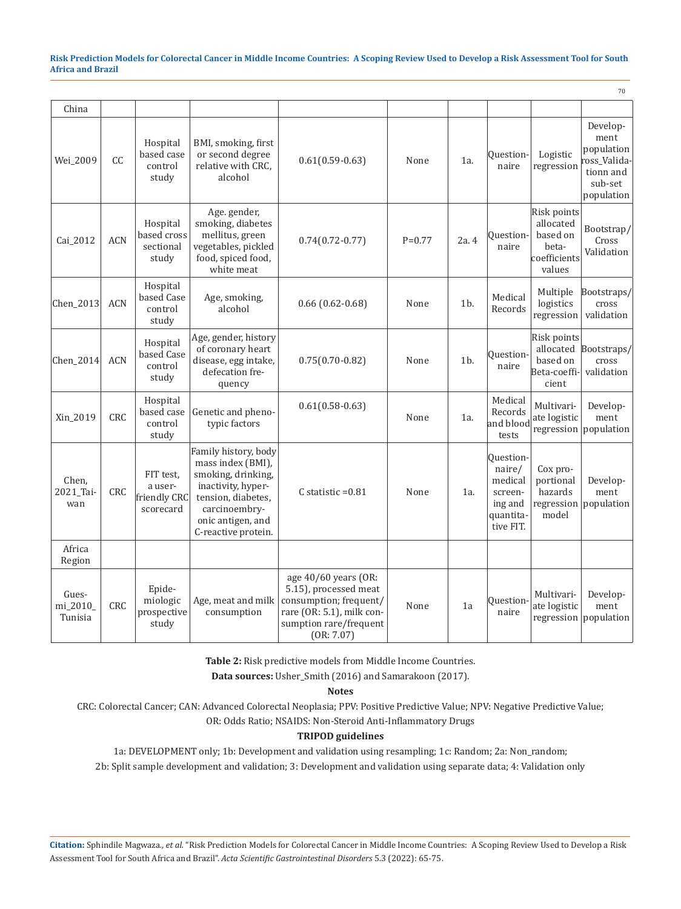| China | | | | | | | | | |
|---|---|---|---|---|---|---|---|---|---|
| Wei_2009 | CC | Hospital based case control study | BMI, smoking, first or second degree relative with CRC, alcohol | 0.61(0.59-0.63) | None | 1a. | Question-naire | Logistic regression | Develop-ment population ross_Valida-tionn and sub-set population |
| Cai_2012 | ACN | Hospital based cross sectional study | Age. gender, smoking, diabetes mellitus, green vegetables, pickled food, spiced food, white meat | 0.74(0.72-0.77) | P=0.77 | 2a. 4 | Question-naire | Risk points allocated based on beta-coefficients values | Bootstrap/ Cross Validation |
| Chen_2013 | ACN | Hospital based Case control study | Age, smoking, alcohol | 0.66 (0.62-0.68) | None | 1b. | Medical Records | Multiple logistics regression | Bootstraps/ cross validation |
| Chen_2014 | ACN | Hospital based Case control study | Age, gender, history of coronary heart disease, egg intake, defecation fre-quency | 0.75(0.70-0.82) | None | 1b. | Question-naire | Risk points allocated based on Beta-coeffi-cient | Bootstraps/ cross validation |
| Xin_2019 | CRC | Hospital based case control study | Genetic and pheno-typic factors | 0.61(0.58-0.63) | None | 1a. | Medical Records and blood tests | Multivari-ate logistic regression | Develop-ment population |
| Chen, 2021_Tai-wan | CRC | FIT test, a user-friendly CRC scorecard | Family history, body mass index (BMI), smoking, drinking, inactivity, hyper-tension, diabetes, carcinoembry-onic antigen, and C-reactive protein. | C statistic =0.81 | None | 1a. | Question-naire/ medical screen-ing and quantita-tive FIT. | Cox pro-portional hazards regression model | Develop-ment population |
| Africa Region | | | | | | | | | |
| Gues-mi_2010_ Tunisia | CRC | Epide-miologic prospective study | Age, meat and milk consumption | age 40/60 years (OR: 5.15), processed meat consumption; frequent/ rare (OR: 5.1), milk con-sumption rare/frequent (OR: 7.07) | None | 1a | Question-naire | Multivari-ate logistic regression | Develop-ment population |

**Table 2:** Risk predictive models from Middle Income Countries.

**Data sources:** Usher_Smith (2016) and Samarakoon (2017).

**Notes**

CRC: Colorectal Cancer; CAN: Advanced Colorectal Neoplasia; PPV: Positive Predictive Value; NPV: Negative Predictive Value; OR: Odds Ratio; NSAIDS: Non-Steroid Anti-Inflammatory Drugs

**TRIPOD guidelines**

1a: DEVELOPMENT only; 1b: Development and validation using resampling; 1c: Random; 2a: Non_random; 2b: Split sample development and validation; 3: Development and validation using separate data; 4: Validation only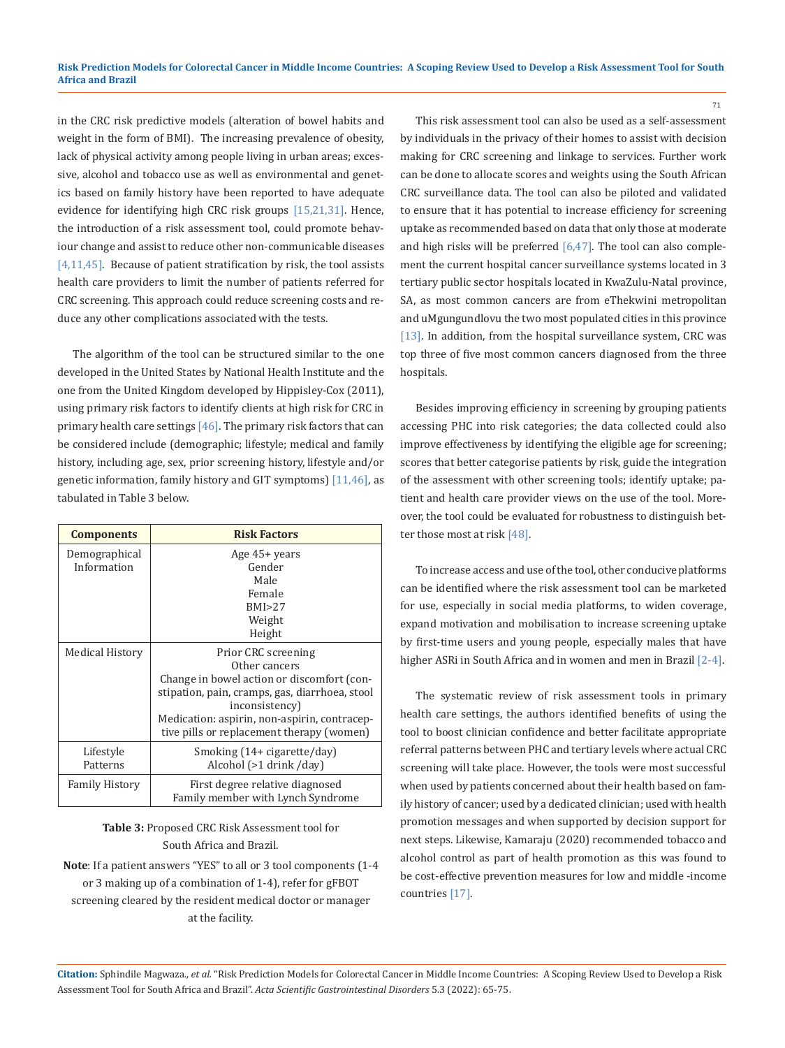in the CRC risk predictive models (alteration of bowel habits and weight in the form of BMI). The increasing prevalence of obesity, lack of physical activity among people living in urban areas; excessive, alcohol and tobacco use as well as environmental and genetics based on family history have been reported to have adequate evidence for identifying high CRC risk groups [15,21,31]. Hence, the introduction of a risk assessment tool, could promote behaviour change and assist to reduce other non-communicable diseases [4,11,45]. Because of patient stratification by risk, the tool assists health care providers to limit the number of patients referred for CRC screening. This approach could reduce screening costs and reduce any other complications associated with the tests.

The algorithm of the tool can be structured similar to the one developed in the United States by National Health Institute and the one from the United Kingdom developed by Hippisley-Cox (2011), using primary risk factors to identify clients at high risk for CRC in primary health care settings [46]. The primary risk factors that can be considered include (demographic; lifestyle; medical and family history, including age, sex, prior screening history, lifestyle and/or genetic information, family history and GIT symptoms) [11,46], as tabulated in Table 3 below.

| Components | Risk Factors |
| --- | --- |
| Demographical Information | Age 45+ years<br>Gender<br>Male<br>Female<br>BMI>27<br>Weight<br>Height |
| Medical History | Prior CRC screening<br>Other cancers<br>Change in bowel action or discomfort (constipation, pain, cramps, gas, diarrhoea, stool inconsistency)<br>Medication: aspirin, non-aspirin, contraceptive pills or replacement therapy (women) |
| Lifestyle Patterns | Smoking (14+ cigarette/day)<br>Alcohol (>1 drink /day) |
| Family History | First degree relative diagnosed<br>Family member with Lynch Syndrome |

**Table 3:** Proposed CRC Risk Assessment tool for South Africa and Brazil.

**Note**: If a patient answers "YES" to all or 3 tool components (1-4 or 3 making up of a combination of 1-4), refer for gFBOT screening cleared by the resident medical doctor or manager at the facility.

This risk assessment tool can also be used as a self-assessment by individuals in the privacy of their homes to assist with decision making for CRC screening and linkage to services. Further work can be done to allocate scores and weights using the South African CRC surveillance data. The tool can also be piloted and validated to ensure that it has potential to increase efficiency for screening uptake as recommended based on data that only those at moderate and high risks will be preferred [6,47]. The tool can also complement the current hospital cancer surveillance systems located in 3 tertiary public sector hospitals located in KwaZulu-Natal province, SA, as most common cancers are from eThekwini metropolitan and uMgungundlovu the two most populated cities in this province [13]. In addition, from the hospital surveillance system, CRC was top three of five most common cancers diagnosed from the three hospitals.

Besides improving efficiency in screening by grouping patients accessing PHC into risk categories; the data collected could also improve effectiveness by identifying the eligible age for screening; scores that better categorise patients by risk, guide the integration of the assessment with other screening tools; identify uptake; patient and health care provider views on the use of the tool. Moreover, the tool could be evaluated for robustness to distinguish better those most at risk [48].

To increase access and use of the tool, other conducive platforms can be identified where the risk assessment tool can be marketed for use, especially in social media platforms, to widen coverage, expand motivation and mobilisation to increase screening uptake by first-time users and young people, especially males that have higher ASRi in South Africa and in women and men in Brazil [2-4].

The systematic review of risk assessment tools in primary health care settings, the authors identified benefits of using the tool to boost clinician confidence and better facilitate appropriate referral patterns between PHC and tertiary levels where actual CRC screening will take place. However, the tools were most successful when used by patients concerned about their health based on family history of cancer; used by a dedicated clinician; used with health promotion messages and when supported by decision support for next steps. Likewise, Kamaraju (2020) recommended tobacco and alcohol control as part of health promotion as this was found to be cost-effective prevention measures for low and middle -income countries [17].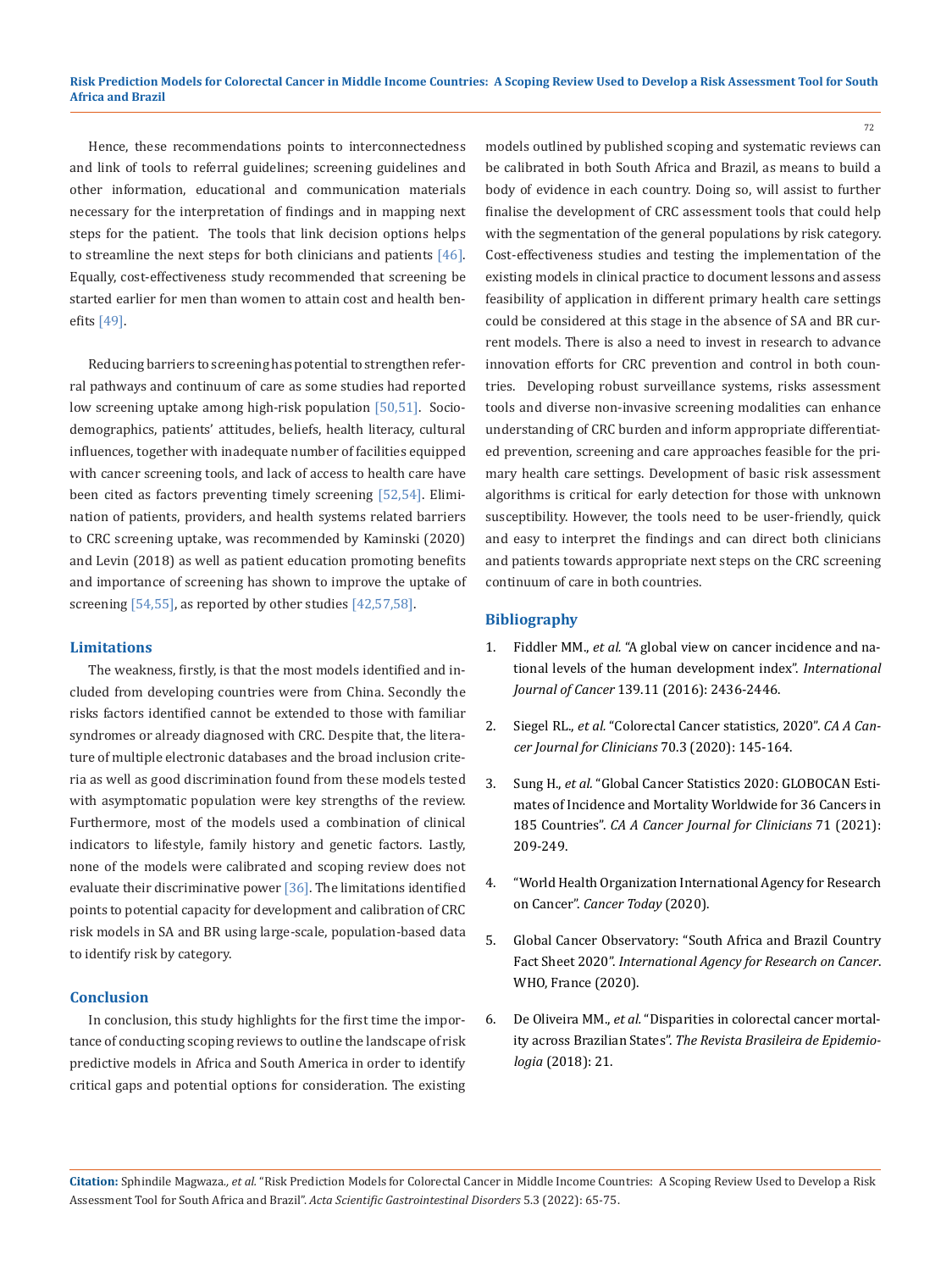Hence, these recommendations points to interconnectedness and link of tools to referral guidelines; screening guidelines and other information, educational and communication materials necessary for the interpretation of findings and in mapping next steps for the patient. The tools that link decision options helps to streamline the next steps for both clinicians and patients [46]. Equally, cost-effectiveness study recommended that screening be started earlier for men than women to attain cost and health benefits [49].

Reducing barriers to screening has potential to strengthen referral pathways and continuum of care as some studies had reported low screening uptake among high-risk population [50,51]. Sociodemographics, patients' attitudes, beliefs, health literacy, cultural influences, together with inadequate number of facilities equipped with cancer screening tools, and lack of access to health care have been cited as factors preventing timely screening [52,54]. Elimination of patients, providers, and health systems related barriers to CRC screening uptake, was recommended by Kaminski (2020) and Levin (2018) as well as patient education promoting benefits and importance of screening has shown to improve the uptake of screening [54,55], as reported by other studies [42,57,58].

## Limitations

The weakness, firstly, is that the most models identified and included from developing countries were from China. Secondly the risks factors identified cannot be extended to those with familiar syndromes or already diagnosed with CRC. Despite that, the literature of multiple electronic databases and the broad inclusion criteria as well as good discrimination found from these models tested with asymptomatic population were key strengths of the review. Furthermore, most of the models used a combination of clinical indicators to lifestyle, family history and genetic factors. Lastly, none of the models were calibrated and scoping review does not evaluate their discriminative power [36]. The limitations identified points to potential capacity for development and calibration of CRC risk models in SA and BR using large-scale, population-based data to identify risk by category.

## Conclusion

In conclusion, this study highlights for the first time the importance of conducting scoping reviews to outline the landscape of risk predictive models in Africa and South America in order to identify critical gaps and potential options for consideration. The existing models outlined by published scoping and systematic reviews can be calibrated in both South Africa and Brazil, as means to build a body of evidence in each country. Doing so, will assist to further finalise the development of CRC assessment tools that could help with the segmentation of the general populations by risk category. Cost-effectiveness studies and testing the implementation of the existing models in clinical practice to document lessons and assess feasibility of application in different primary health care settings could be considered at this stage in the absence of SA and BR current models. There is also a need to invest in research to advance innovation efforts for CRC prevention and control in both countries. Developing robust surveillance systems, risks assessment tools and diverse non-invasive screening modalities can enhance understanding of CRC burden and inform appropriate differentiated prevention, screening and care approaches feasible for the primary health care settings. Development of basic risk assessment algorithms is critical for early detection for those with unknown susceptibility. However, the tools need to be user-friendly, quick and easy to interpret the findings and can direct both clinicians and patients towards appropriate next steps on the CRC screening continuum of care in both countries.

## Bibliography

1. Fiddler MM., *et al.* "A global view on cancer incidence and national levels of the human development index". *International Journal of Cancer* 139.11 (2016): 2436-2446.

2. Siegel RL., *et al.* "Colorectal Cancer statistics, 2020". *CA A Cancer Journal for Clinicians* 70.3 (2020): 145-164.

3. Sung H., *et al.* "Global Cancer Statistics 2020: GLOBOCAN Estimates of Incidence and Mortality Worldwide for 36 Cancers in 185 Countries". *CA A Cancer Journal for Clinicians* 71 (2021): 209-249.

4. "World Health Organization International Agency for Research on Cancer". *Cancer Today* (2020).

5. Global Cancer Observatory: "South Africa and Brazil Country Fact Sheet 2020". *International Agency for Research on Cancer*. WHO, France (2020).

6. De Oliveira MM., *et al.* "Disparities in colorectal cancer mortality across Brazilian States". *The Revista Brasileira de Epidemiologia* (2018): 21.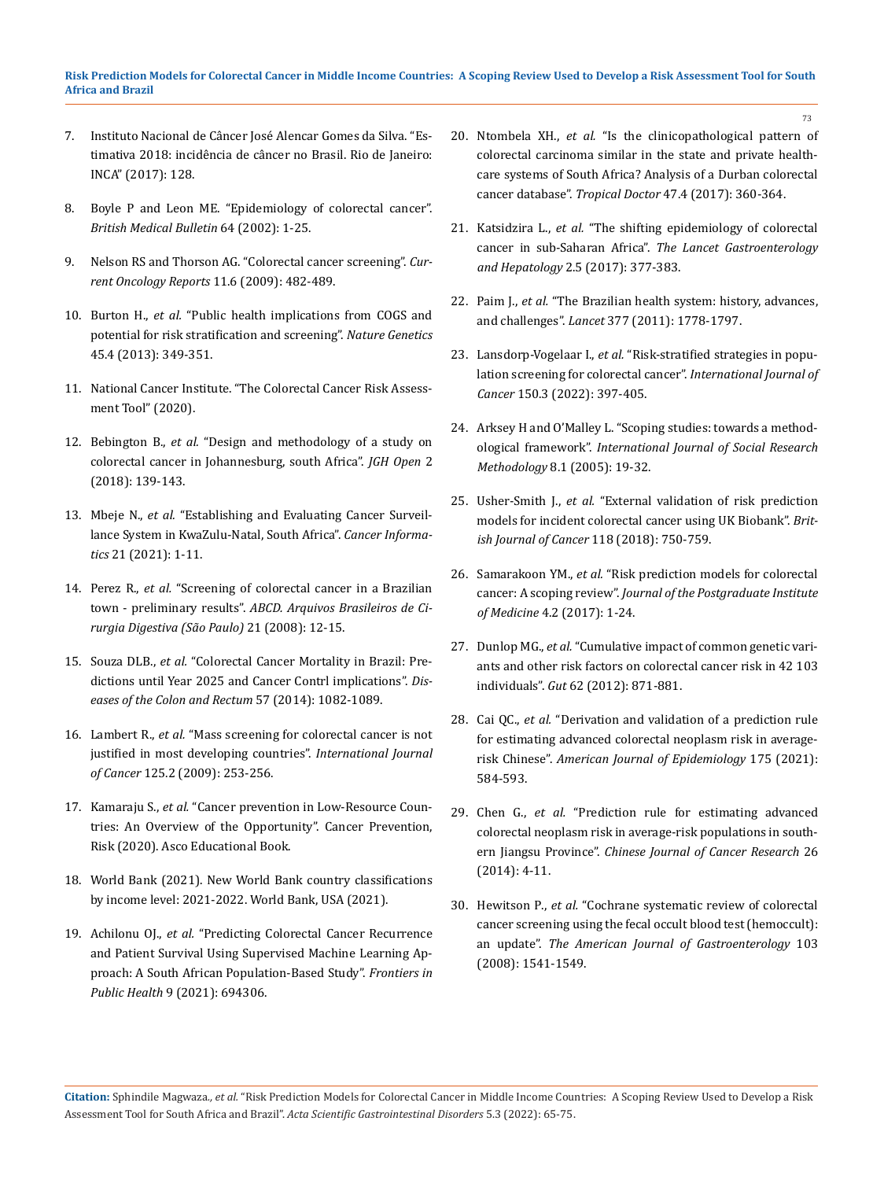7. Instituto Nacional de Câncer José Alencar Gomes da Silva. "Estimativa 2018: incidência de câncer no Brasil. Rio de Janeiro: INCA" (2017): 128.

8. Boyle P and Leon ME. "Epidemiology of colorectal cancer". *British Medical Bulletin* 64 (2002): 1-25.

9. Nelson RS and Thorson AG. "Colorectal cancer screening". *Current Oncology Reports* 11.6 (2009): 482-489.

10. Burton H., *et al.* "Public health implications from COGS and potential for risk stratification and screening". *Nature Genetics* 45.4 (2013): 349-351.

11. National Cancer Institute. "The Colorectal Cancer Risk Assessment Tool" (2020).

12. Bebington B., *et al.* "Design and methodology of a study on colorectal cancer in Johannesburg, south Africa". *JGH Open* 2 (2018): 139-143.

13. Mbeje N., *et al.* "Establishing and Evaluating Cancer Surveillance System in KwaZulu-Natal, South Africa". *Cancer Informatics* 21 (2021): 1-11.

14. Perez R., *et al.* "Screening of colorectal cancer in a Brazilian town - preliminary results". *ABCD. Arquivos Brasileiros de Cirurgia Digestiva (São Paulo)* 21 (2008): 12-15.

15. Souza DLB., *et al.* "Colorectal Cancer Mortality in Brazil: Predictions until Year 2025 and Cancer Contrl implications". *Diseases of the Colon and Rectum* 57 (2014): 1082-1089.

16. Lambert R., *et al.* "Mass screening for colorectal cancer is not justified in most developing countries". *International Journal of Cancer* 125.2 (2009): 253-256.

17. Kamaraju S., *et al.* "Cancer prevention in Low-Resource Countries: An Overview of the Opportunity". Cancer Prevention, Risk (2020). Asco Educational Book.

18. World Bank (2021). New World Bank country classifications by income level: 2021-2022. World Bank, USA (2021).

19. Achilonu OJ., *et al.* "Predicting Colorectal Cancer Recurrence and Patient Survival Using Supervised Machine Learning Approach: A South African Population-Based Study". *Frontiers in Public Health* 9 (2021): 694306.

20. Ntombela XH., *et al.* "Is the clinicopathological pattern of colorectal carcinoma similar in the state and private healthcare systems of South Africa? Analysis of a Durban colorectal cancer database". *Tropical Doctor* 47.4 (2017): 360-364.

21. Katsidzira L., *et al.* "The shifting epidemiology of colorectal cancer in sub-Saharan Africa". *The Lancet Gastroenterology and Hepatology* 2.5 (2017): 377-383.

22. Paim J., *et al.* "The Brazilian health system: history, advances, and challenges". *Lancet* 377 (2011): 1778-1797.

23. Lansdorp-Vogelaar I., *et al.* "Risk-stratified strategies in population screening for colorectal cancer". *International Journal of Cancer* 150.3 (2022): 397-405.

24. Arksey H and O'Malley L. "Scoping studies: towards a methodological framework". *International Journal of Social Research Methodology* 8.1 (2005): 19-32.

25. Usher-Smith J., *et al.* "External validation of risk prediction models for incident colorectal cancer using UK Biobank". *British Journal of Cancer* 118 (2018): 750-759.

26. Samarakoon YM., *et al.* "Risk prediction models for colorectal cancer: A scoping review". *Journal of the Postgraduate Institute of Medicine* 4.2 (2017): 1-24.

27. Dunlop MG., *et al.* "Cumulative impact of common genetic variants and other risk factors on colorectal cancer risk in 42 103 individuals". *Gut* 62 (2012): 871-881.

28. Cai QC., *et al.* "Derivation and validation of a prediction rule for estimating advanced colorectal neoplasm risk in average-risk Chinese". *American Journal of Epidemiology* 175 (2021): 584-593.

29. Chen G., *et al.* "Prediction rule for estimating advanced colorectal neoplasm risk in average-risk populations in southern Jiangsu Province". *Chinese Journal of Cancer Research* 26 (2014): 4-11.

30. Hewitson P., *et al.* "Cochrane systematic review of colorectal cancer screening using the fecal occult blood test (hemoccult): an update". *The American Journal of Gastroenterology* 103 (2008): 1541-1549.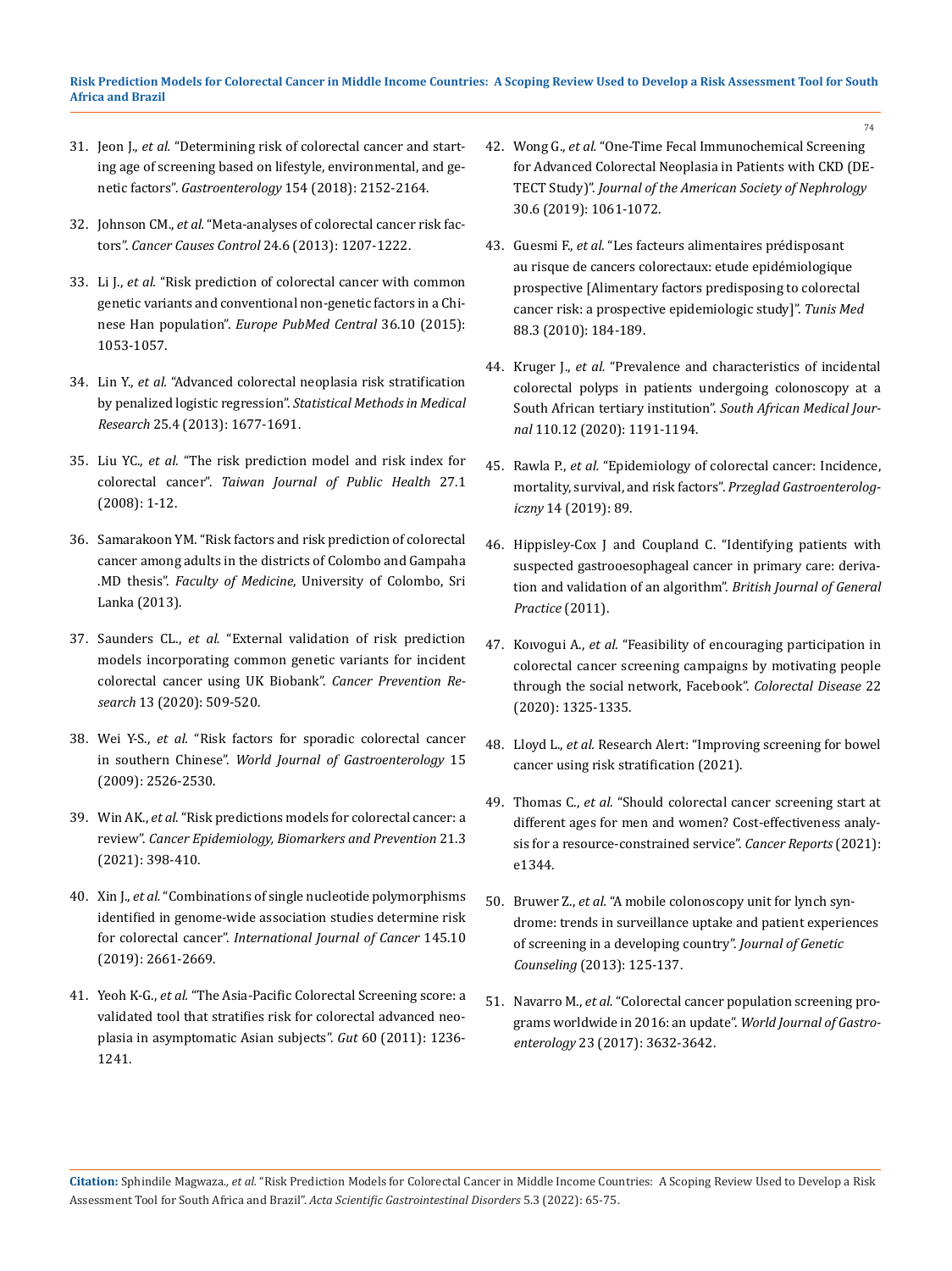31. Jeon J., *et al.* "Determining risk of colorectal cancer and starting age of screening based on lifestyle, environmental, and genetic factors". *Gastroenterology* 154 (2018): 2152-2164.

32. Johnson CM., *et al.* "Meta-analyses of colorectal cancer risk factors". *Cancer Causes Control* 24.6 (2013): 1207-1222.

33. Li J., *et al.* "Risk prediction of colorectal cancer with common genetic variants and conventional non-genetic factors in a Chinese Han population". *Europe PubMed Central* 36.10 (2015): 1053-1057.

34. Lin Y., *et al.* "Advanced colorectal neoplasia risk stratification by penalized logistic regression". *Statistical Methods in Medical Research* 25.4 (2013): 1677-1691.

35. Liu YC., *et al.* "The risk prediction model and risk index for colorectal cancer". *Taiwan Journal of Public Health* 27.1 (2008): 1-12.

36. Samarakoon YM. "Risk factors and risk prediction of colorectal cancer among adults in the districts of Colombo and Gampaha .MD thesis". *Faculty of Medicine*, University of Colombo, Sri Lanka (2013).

37. Saunders CL., *et al.* "External validation of risk prediction models incorporating common genetic variants for incident colorectal cancer using UK Biobank". *Cancer Prevention Research* 13 (2020): 509-520.

38. Wei Y-S., *et al.* "Risk factors for sporadic colorectal cancer in southern Chinese". *World Journal of Gastroenterology* 15 (2009): 2526-2530.

39. Win AK., *et al.* "Risk predictions models for colorectal cancer: a review". *Cancer Epidemiology, Biomarkers and Prevention* 21.3 (2021): 398-410.

40. Xin J., *et al.* "Combinations of single nucleotide polymorphisms identified in genome-wide association studies determine risk for colorectal cancer". *International Journal of Cancer* 145.10 (2019): 2661-2669.

41. Yeoh K-G., *et al.* "The Asia-Pacific Colorectal Screening score: a validated tool that stratifies risk for colorectal advanced neoplasia in asymptomatic Asian subjects". *Gut* 60 (2011): 1236-1241.

42. Wong G., *et al.* "One-Time Fecal Immunochemical Screening for Advanced Colorectal Neoplasia in Patients with CKD (DETECT Study)". *Journal of the American Society of Nephrology* 30.6 (2019): 1061-1072.

43. Guesmi F., *et al.* "Les facteurs alimentaires prédisposant au risque de cancers colorectaux: etude epidémiologique prospective [Alimentary factors predisposing to colorectal cancer risk: a prospective epidemiologic study]". *Tunis Med* 88.3 (2010): 184-189.

44. Kruger J., *et al.* "Prevalence and characteristics of incidental colorectal polyps in patients undergoing colonoscopy at a South African tertiary institution". *South African Medical Journal* 110.12 (2020): 1191-1194.

45. Rawla P., *et al.* "Epidemiology of colorectal cancer: Incidence, mortality, survival, and risk factors". *Przeglad Gastroenterologiczny* 14 (2019): 89.

46. Hippisley-Cox J and Coupland C. "Identifying patients with suspected gastrooesophageal cancer in primary care: derivation and validation of an algorithm". *British Journal of General Practice* (2011).

47. Koıvogui A., *et al.* "Feasibility of encouraging participation in colorectal cancer screening campaigns by motivating people through the social network, Facebook". *Colorectal Disease* 22 (2020): 1325-1335.

48. Lloyd L., *et al.* Research Alert: "Improving screening for bowel cancer using risk stratification (2021).

49. Thomas C., *et al.* "Should colorectal cancer screening start at different ages for men and women? Cost-effectiveness analysis for a resource-constrained service". *Cancer Reports* (2021): e1344.

50. Bruwer Z., *et al.* "A mobile colonoscopy unit for lynch syndrome: trends in surveillance uptake and patient experiences of screening in a developing country". *Journal of Genetic Counseling* (2013): 125-137.

51. Navarro M., *et al.* "Colorectal cancer population screening programs worldwide in 2016: an update". *World Journal of Gastroenterology* 23 (2017): 3632-3642.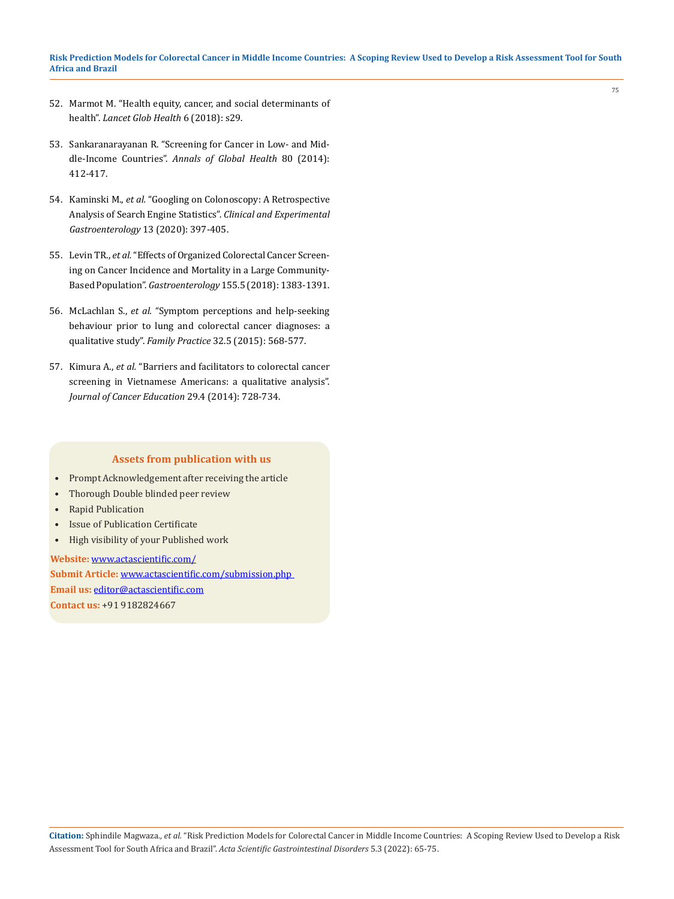52. Marmot M. "Health equity, cancer, and social determinants of health". *Lancet Glob Health* 6 (2018): s29.

53. Sankaranarayanan R. "Screening for Cancer in Low- and Middle-Income Countries". *Annals of Global Health* 80 (2014): 412-417.

54. Kaminski M., *et al.* "Googling on Colonoscopy: A Retrospective Analysis of Search Engine Statistics". *Clinical and Experimental Gastroenterology* 13 (2020): 397-405.

55. Levin TR., *et al.* "Effects of Organized Colorectal Cancer Screening on Cancer Incidence and Mortality in a Large Community-Based Population". *Gastroenterology* 155.5 (2018): 1383-1391.

56. McLachlan S., *et al.* "Symptom perceptions and help-seeking behaviour prior to lung and colorectal cancer diagnoses: a qualitative study". *Family Practice* 32.5 (2015): 568-577.

57. Kimura A., *et al.* "Barriers and facilitators to colorectal cancer screening in Vietnamese Americans: a qualitative analysis". *Journal of Cancer Education* 29.4 (2014): 728-734.

**Assets from publication with us**

- Prompt Acknowledgement after receiving the article
- Thorough Double blinded peer review
- Rapid Publication
- Issue of Publication Certificate
- High visibility of your Published work

**Website:** www.actascientific.com/
**Submit Article:** www.actascientific.com/submission.php
**Email us:** editor@actascientific.com
**Contact us:** +91 9182824667